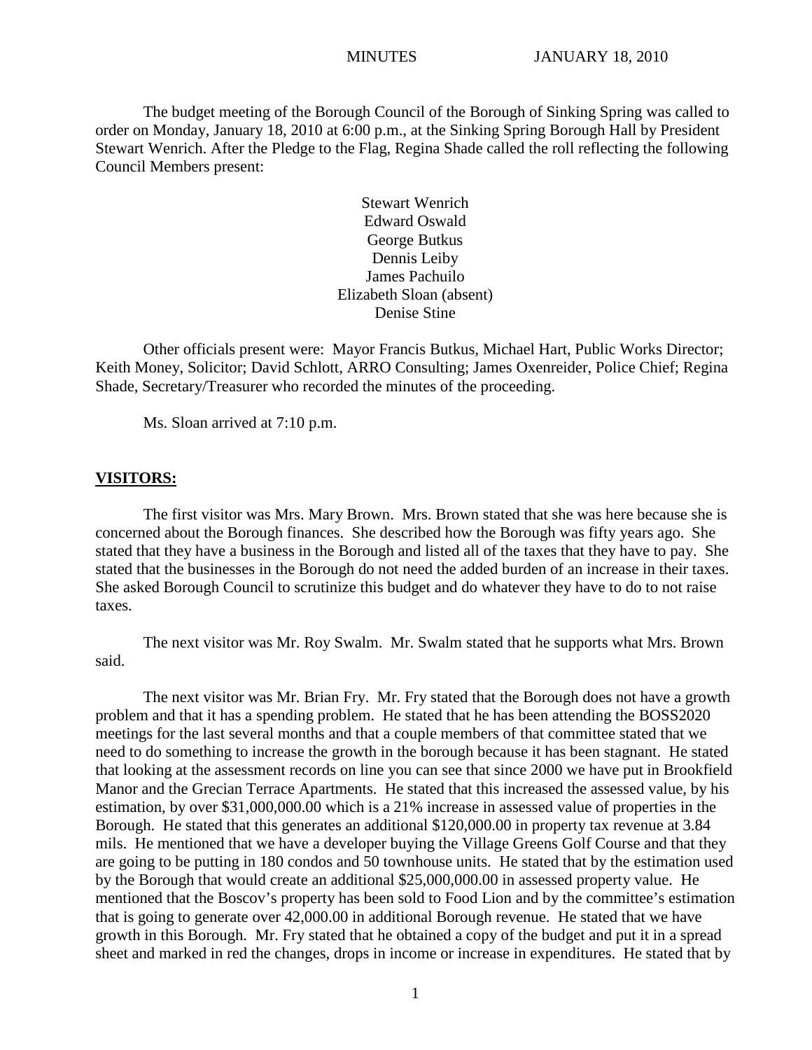MINUTES JANUARY 18, 2010

The budget meeting of the Borough Council of the Borough of Sinking Spring was called to order on Monday, January 18, 2010 at 6:00 p.m., at the Sinking Spring Borough Hall by President Stewart Wenrich. After the Pledge to the Flag, Regina Shade called the roll reflecting the following Council Members present:

Stewart Wenrich
Edward Oswald
George Butkus
Dennis Leiby
James Pachuilo
Elizabeth Sloan (absent)
Denise Stine

Other officials present were: Mayor Francis Butkus, Michael Hart, Public Works Director; Keith Money, Solicitor; David Schlott, ARRO Consulting; James Oxenreider, Police Chief; Regina Shade, Secretary/Treasurer who recorded the minutes of the proceeding.

Ms. Sloan arrived at 7:10 p.m.

**VISITORS:**

The first visitor was Mrs. Mary Brown. Mrs. Brown stated that she was here because she is concerned about the Borough finances. She described how the Borough was fifty years ago. She stated that they have a business in the Borough and listed all of the taxes that they have to pay. She stated that the businesses in the Borough do not need the added burden of an increase in their taxes. She asked Borough Council to scrutinize this budget and do whatever they have to do to not raise taxes.

The next visitor was Mr. Roy Swalm. Mr. Swalm stated that he supports what Mrs. Brown said.

The next visitor was Mr. Brian Fry. Mr. Fry stated that the Borough does not have a growth problem and that it has a spending problem. He stated that he has been attending the BOSS2020 meetings for the last several months and that a couple members of that committee stated that we need to do something to increase the growth in the borough because it has been stagnant. He stated that looking at the assessment records on line you can see that since 2000 we have put in Brookfield Manor and the Grecian Terrace Apartments. He stated that this increased the assessed value, by his estimation, by over $31,000,000.00 which is a 21% increase in assessed value of properties in the Borough. He stated that this generates an additional $120,000.00 in property tax revenue at 3.84 mils. He mentioned that we have a developer buying the Village Greens Golf Course and that they are going to be putting in 180 condos and 50 townhouse units. He stated that by the estimation used by the Borough that would create an additional $25,000,000.00 in assessed property value. He mentioned that the Boscov's property has been sold to Food Lion and by the committee's estimation that is going to generate over 42,000.00 in additional Borough revenue. He stated that we have growth in this Borough. Mr. Fry stated that he obtained a copy of the budget and put it in a spread sheet and marked in red the changes, drops in income or increase in expenditures. He stated that by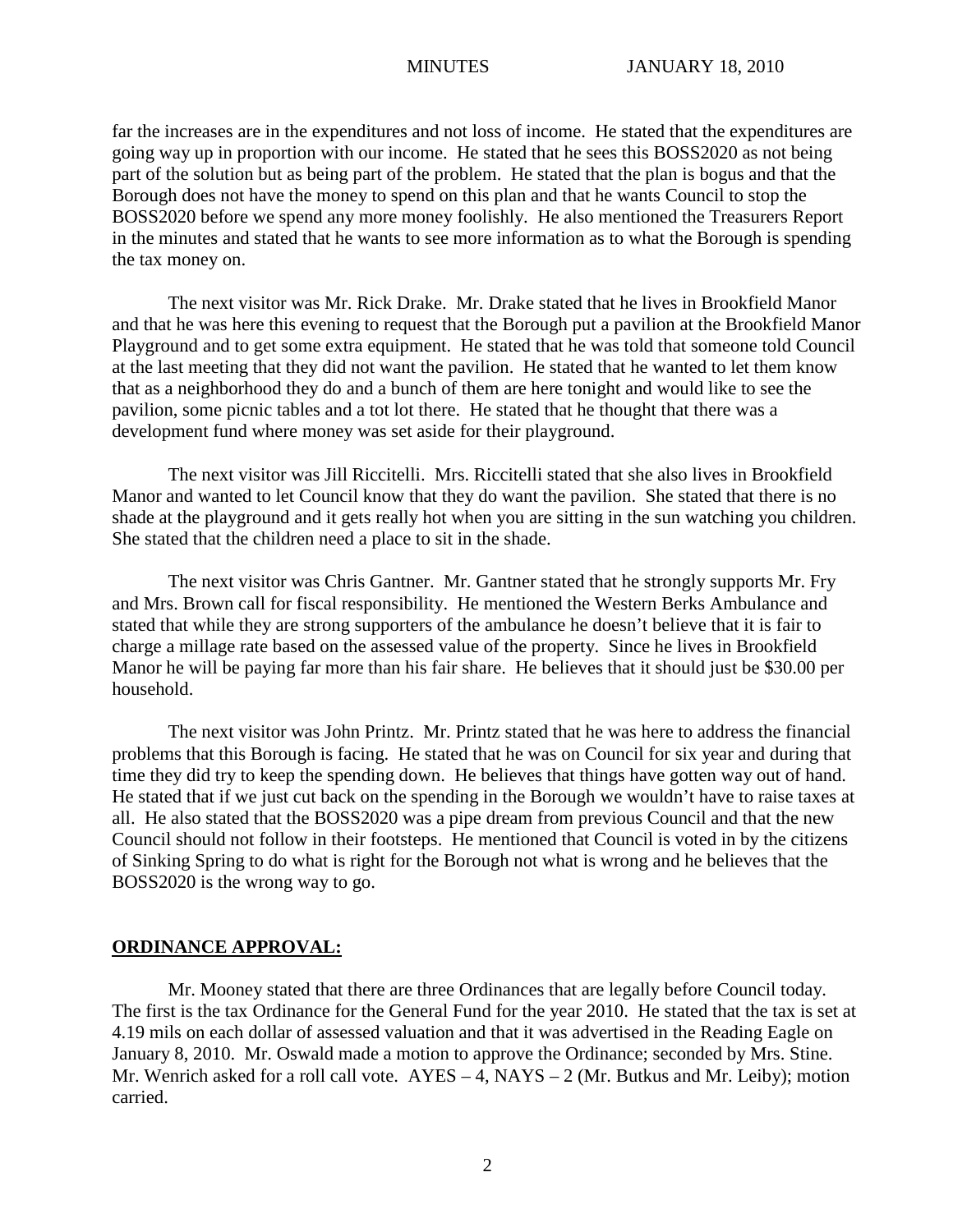far the increases are in the expenditures and not loss of income. He stated that the expenditures are going way up in proportion with our income. He stated that he sees this BOSS2020 as not being part of the solution but as being part of the problem. He stated that the plan is bogus and that the Borough does not have the money to spend on this plan and that he wants Council to stop the BOSS2020 before we spend any more money foolishly. He also mentioned the Treasurers Report in the minutes and stated that he wants to see more information as to what the Borough is spending the tax money on.

The next visitor was Mr. Rick Drake. Mr. Drake stated that he lives in Brookfield Manor and that he was here this evening to request that the Borough put a pavilion at the Brookfield Manor Playground and to get some extra equipment. He stated that he was told that someone told Council at the last meeting that they did not want the pavilion. He stated that he wanted to let them know that as a neighborhood they do and a bunch of them are here tonight and would like to see the pavilion, some picnic tables and a tot lot there. He stated that he thought that there was a development fund where money was set aside for their playground.

The next visitor was Jill Riccitelli. Mrs. Riccitelli stated that she also lives in Brookfield Manor and wanted to let Council know that they do want the pavilion. She stated that there is no shade at the playground and it gets really hot when you are sitting in the sun watching you children. She stated that the children need a place to sit in the shade.

The next visitor was Chris Gantner. Mr. Gantner stated that he strongly supports Mr. Fry and Mrs. Brown call for fiscal responsibility. He mentioned the Western Berks Ambulance and stated that while they are strong supporters of the ambulance he doesn't believe that it is fair to charge a millage rate based on the assessed value of the property. Since he lives in Brookfield Manor he will be paying far more than his fair share. He believes that it should just be $30.00 per household.

The next visitor was John Printz. Mr. Printz stated that he was here to address the financial problems that this Borough is facing. He stated that he was on Council for six year and during that time they did try to keep the spending down. He believes that things have gotten way out of hand. He stated that if we just cut back on the spending in the Borough we wouldn't have to raise taxes at all. He also stated that the BOSS2020 was a pipe dream from previous Council and that the new Council should not follow in their footsteps. He mentioned that Council is voted in by the citizens of Sinking Spring to do what is right for the Borough not what is wrong and he believes that the BOSS2020 is the wrong way to go.

**ORDINANCE APPROVAL:**

Mr. Mooney stated that there are three Ordinances that are legally before Council today. The first is the tax Ordinance for the General Fund for the year 2010. He stated that the tax is set at 4.19 mils on each dollar of assessed valuation and that it was advertised in the Reading Eagle on January 8, 2010. Mr. Oswald made a motion to approve the Ordinance; seconded by Mrs. Stine. Mr. Wenrich asked for a roll call vote. AYES – 4, NAYS – 2 (Mr. Butkus and Mr. Leiby); motion carried.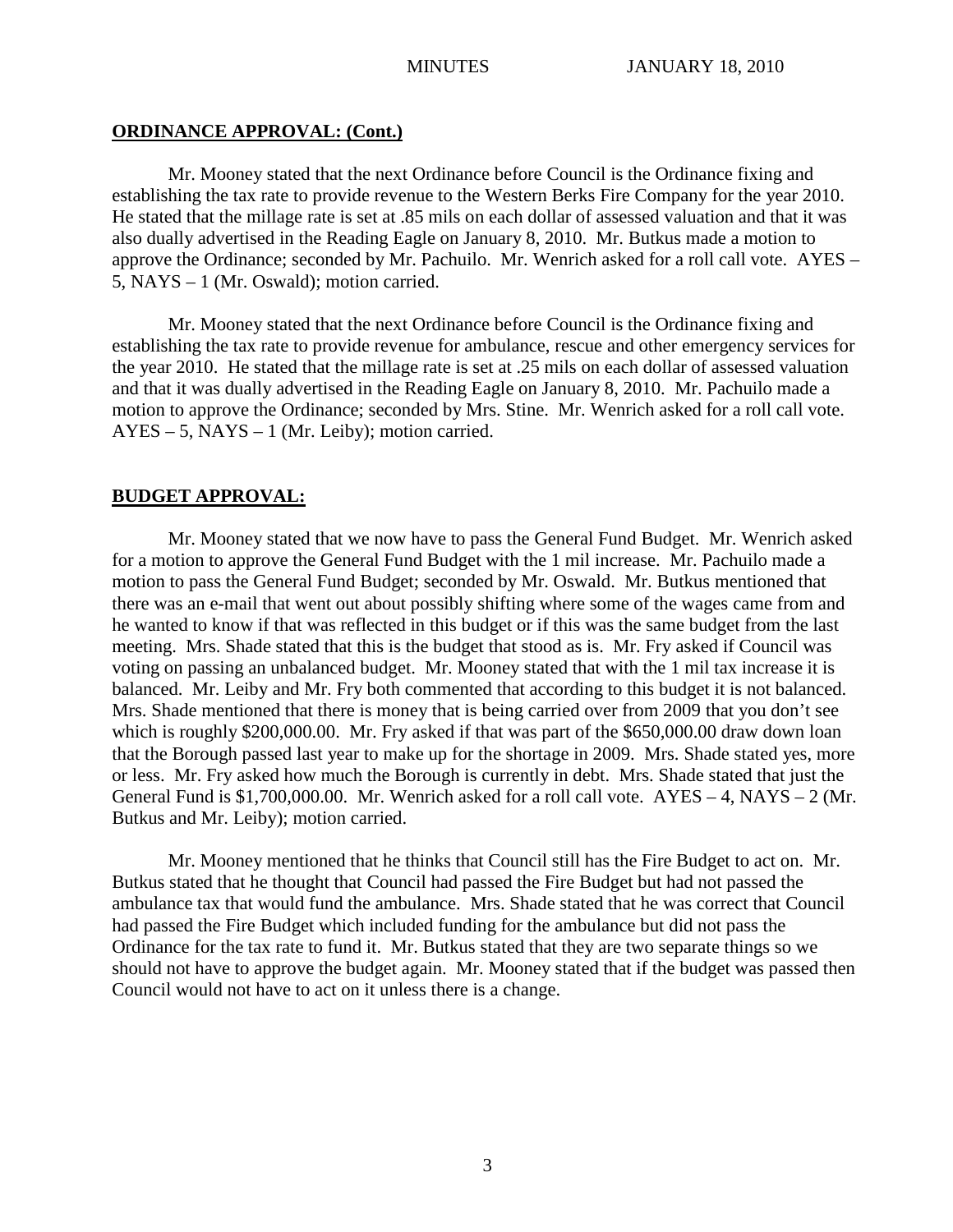**ORDINANCE APPROVAL: (Cont.)**

Mr. Mooney stated that the next Ordinance before Council is the Ordinance fixing and establishing the tax rate to provide revenue to the Western Berks Fire Company for the year 2010. He stated that the millage rate is set at .85 mils on each dollar of assessed valuation and that it was also dually advertised in the Reading Eagle on January 8, 2010. Mr. Butkus made a motion to approve the Ordinance; seconded by Mr. Pachuilo. Mr. Wenrich asked for a roll call vote. AYES – 5, NAYS – 1 (Mr. Oswald); motion carried.

Mr. Mooney stated that the next Ordinance before Council is the Ordinance fixing and establishing the tax rate to provide revenue for ambulance, rescue and other emergency services for the year 2010. He stated that the millage rate is set at .25 mils on each dollar of assessed valuation and that it was dually advertised in the Reading Eagle on January 8, 2010. Mr. Pachuilo made a motion to approve the Ordinance; seconded by Mrs. Stine. Mr. Wenrich asked for a roll call vote. AYES – 5, NAYS – 1 (Mr. Leiby); motion carried.

**BUDGET APPROVAL:**

Mr. Mooney stated that we now have to pass the General Fund Budget. Mr. Wenrich asked for a motion to approve the General Fund Budget with the 1 mil increase. Mr. Pachuilo made a motion to pass the General Fund Budget; seconded by Mr. Oswald. Mr. Butkus mentioned that there was an e-mail that went out about possibly shifting where some of the wages came from and he wanted to know if that was reflected in this budget or if this was the same budget from the last meeting. Mrs. Shade stated that this is the budget that stood as is. Mr. Fry asked if Council was voting on passing an unbalanced budget. Mr. Mooney stated that with the 1 mil tax increase it is balanced. Mr. Leiby and Mr. Fry both commented that according to this budget it is not balanced. Mrs. Shade mentioned that there is money that is being carried over from 2009 that you don't see which is roughly $200,000.00. Mr. Fry asked if that was part of the $650,000.00 draw down loan that the Borough passed last year to make up for the shortage in 2009. Mrs. Shade stated yes, more or less. Mr. Fry asked how much the Borough is currently in debt. Mrs. Shade stated that just the General Fund is $1,700,000.00. Mr. Wenrich asked for a roll call vote. AYES – 4, NAYS – 2 (Mr. Butkus and Mr. Leiby); motion carried.

Mr. Mooney mentioned that he thinks that Council still has the Fire Budget to act on. Mr. Butkus stated that he thought that Council had passed the Fire Budget but had not passed the ambulance tax that would fund the ambulance. Mrs. Shade stated that he was correct that Council had passed the Fire Budget which included funding for the ambulance but did not pass the Ordinance for the tax rate to fund it. Mr. Butkus stated that they are two separate things so we should not have to approve the budget again. Mr. Mooney stated that if the budget was passed then Council would not have to act on it unless there is a change.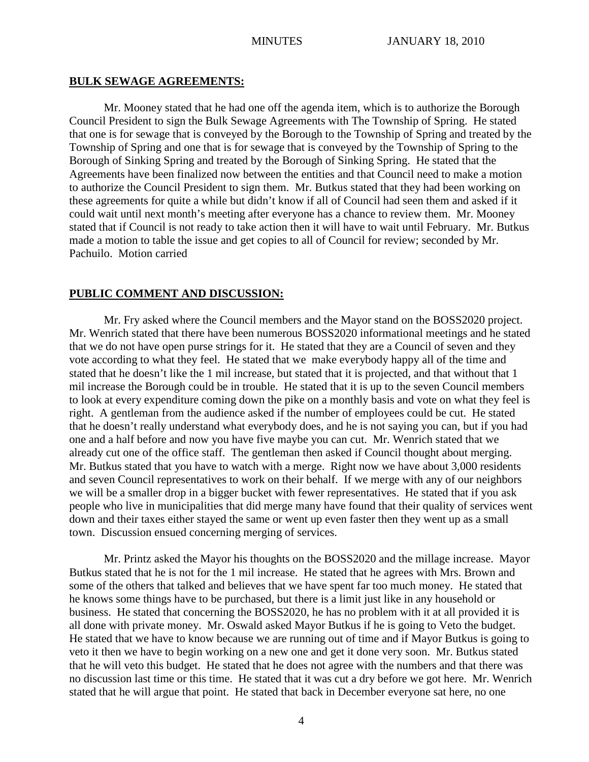## BULK SEWAGE AGREEMENTS:

Mr. Mooney stated that he had one off the agenda item, which is to authorize the Borough Council President to sign the Bulk Sewage Agreements with The Township of Spring. He stated that one is for sewage that is conveyed by the Borough to the Township of Spring and treated by the Township of Spring and one that is for sewage that is conveyed by the Township of Spring to the Borough of Sinking Spring and treated by the Borough of Sinking Spring. He stated that the Agreements have been finalized now between the entities and that Council need to make a motion to authorize the Council President to sign them. Mr. Butkus stated that they had been working on these agreements for quite a while but didn't know if all of Council had seen them and asked if it could wait until next month's meeting after everyone has a chance to review them. Mr. Mooney stated that if Council is not ready to take action then it will have to wait until February. Mr. Butkus made a motion to table the issue and get copies to all of Council for review; seconded by Mr. Pachuilo. Motion carried

## PUBLIC COMMENT AND DISCUSSION:

Mr. Fry asked where the Council members and the Mayor stand on the BOSS2020 project. Mr. Wenrich stated that there have been numerous BOSS2020 informational meetings and he stated that we do not have open purse strings for it. He stated that they are a Council of seven and they vote according to what they feel. He stated that we make everybody happy all of the time and stated that he doesn't like the 1 mil increase, but stated that it is projected, and that without that 1 mil increase the Borough could be in trouble. He stated that it is up to the seven Council members to look at every expenditure coming down the pike on a monthly basis and vote on what they feel is right. A gentleman from the audience asked if the number of employees could be cut. He stated that he doesn't really understand what everybody does, and he is not saying you can, but if you had one and a half before and now you have five maybe you can cut. Mr. Wenrich stated that we already cut one of the office staff. The gentleman then asked if Council thought about merging. Mr. Butkus stated that you have to watch with a merge. Right now we have about 3,000 residents and seven Council representatives to work on their behalf. If we merge with any of our neighbors we will be a smaller drop in a bigger bucket with fewer representatives. He stated that if you ask people who live in municipalities that did merge many have found that their quality of services went down and their taxes either stayed the same or went up even faster then they went up as a small town. Discussion ensued concerning merging of services.

Mr. Printz asked the Mayor his thoughts on the BOSS2020 and the millage increase. Mayor Butkus stated that he is not for the 1 mil increase. He stated that he agrees with Mrs. Brown and some of the others that talked and believes that we have spent far too much money. He stated that he knows some things have to be purchased, but there is a limit just like in any household or business. He stated that concerning the BOSS2020, he has no problem with it at all provided it is all done with private money. Mr. Oswald asked Mayor Butkus if he is going to Veto the budget. He stated that we have to know because we are running out of time and if Mayor Butkus is going to veto it then we have to begin working on a new one and get it done very soon. Mr. Butkus stated that he will veto this budget. He stated that he does not agree with the numbers and that there was no discussion last time or this time. He stated that it was cut a dry before we got here. Mr. Wenrich stated that he will argue that point. He stated that back in December everyone sat here, no one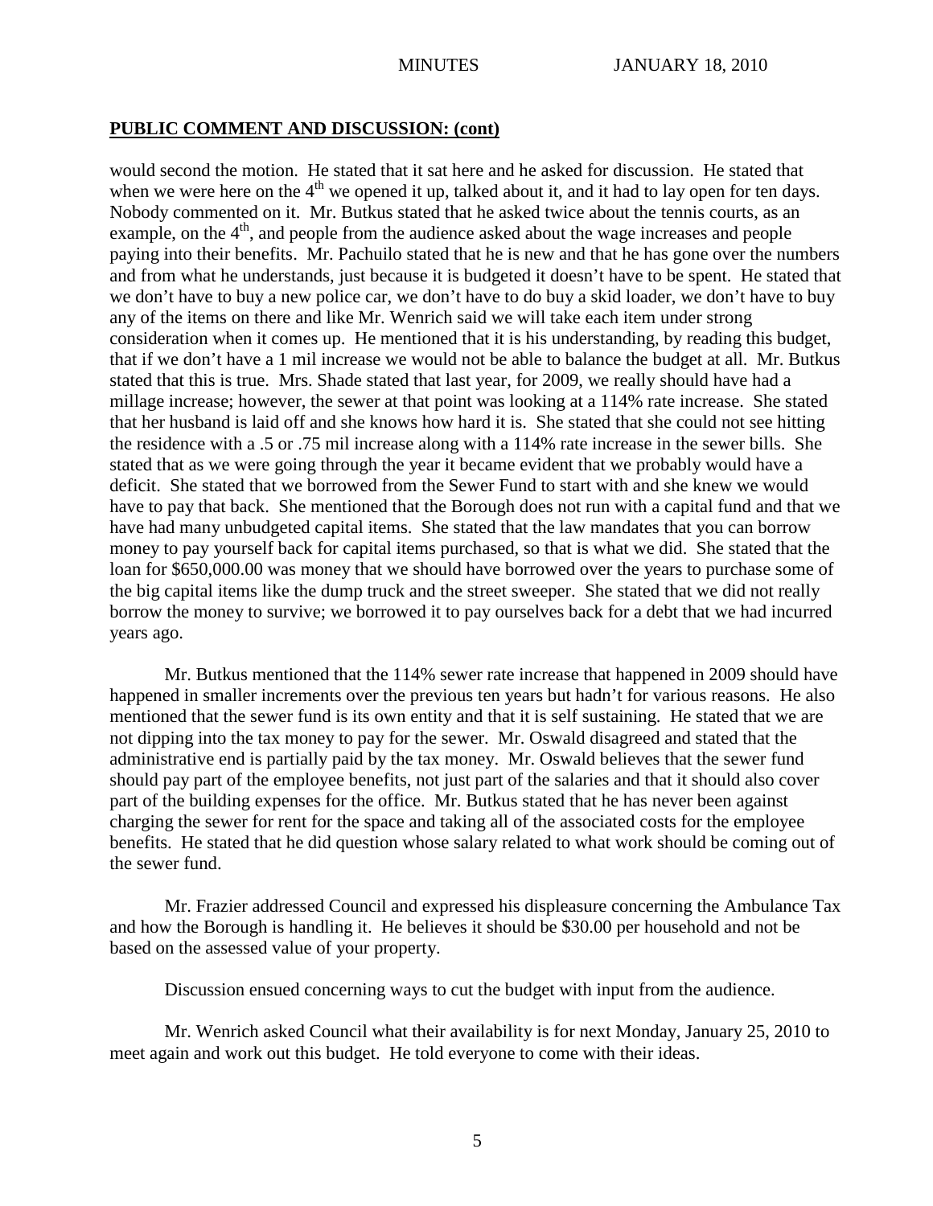**PUBLIC COMMENT AND DISCUSSION: (cont)**

would second the motion. He stated that it sat here and he asked for discussion. He stated that when we were here on the 4th we opened it up, talked about it, and it had to lay open for ten days. Nobody commented on it. Mr. Butkus stated that he asked twice about the tennis courts, as an example, on the 4th, and people from the audience asked about the wage increases and people paying into their benefits. Mr. Pachuilo stated that he is new and that he has gone over the numbers and from what he understands, just because it is budgeted it doesn't have to be spent. He stated that we don't have to buy a new police car, we don't have to do buy a skid loader, we don't have to buy any of the items on there and like Mr. Wenrich said we will take each item under strong consideration when it comes up. He mentioned that it is his understanding, by reading this budget, that if we don't have a 1 mil increase we would not be able to balance the budget at all. Mr. Butkus stated that this is true. Mrs. Shade stated that last year, for 2009, we really should have had a millage increase; however, the sewer at that point was looking at a 114% rate increase. She stated that her husband is laid off and she knows how hard it is. She stated that she could not see hitting the residence with a .5 or .75 mil increase along with a 114% rate increase in the sewer bills. She stated that as we were going through the year it became evident that we probably would have a deficit. She stated that we borrowed from the Sewer Fund to start with and she knew we would have to pay that back. She mentioned that the Borough does not run with a capital fund and that we have had many unbudgeted capital items. She stated that the law mandates that you can borrow money to pay yourself back for capital items purchased, so that is what we did. She stated that the loan for $650,000.00 was money that we should have borrowed over the years to purchase some of the big capital items like the dump truck and the street sweeper. She stated that we did not really borrow the money to survive; we borrowed it to pay ourselves back for a debt that we had incurred years ago.

Mr. Butkus mentioned that the 114% sewer rate increase that happened in 2009 should have happened in smaller increments over the previous ten years but hadn't for various reasons. He also mentioned that the sewer fund is its own entity and that it is self sustaining. He stated that we are not dipping into the tax money to pay for the sewer. Mr. Oswald disagreed and stated that the administrative end is partially paid by the tax money. Mr. Oswald believes that the sewer fund should pay part of the employee benefits, not just part of the salaries and that it should also cover part of the building expenses for the office. Mr. Butkus stated that he has never been against charging the sewer for rent for the space and taking all of the associated costs for the employee benefits. He stated that he did question whose salary related to what work should be coming out of the sewer fund.

Mr. Frazier addressed Council and expressed his displeasure concerning the Ambulance Tax and how the Borough is handling it. He believes it should be $30.00 per household and not be based on the assessed value of your property.

Discussion ensued concerning ways to cut the budget with input from the audience.

Mr. Wenrich asked Council what their availability is for next Monday, January 25, 2010 to meet again and work out this budget. He told everyone to come with their ideas.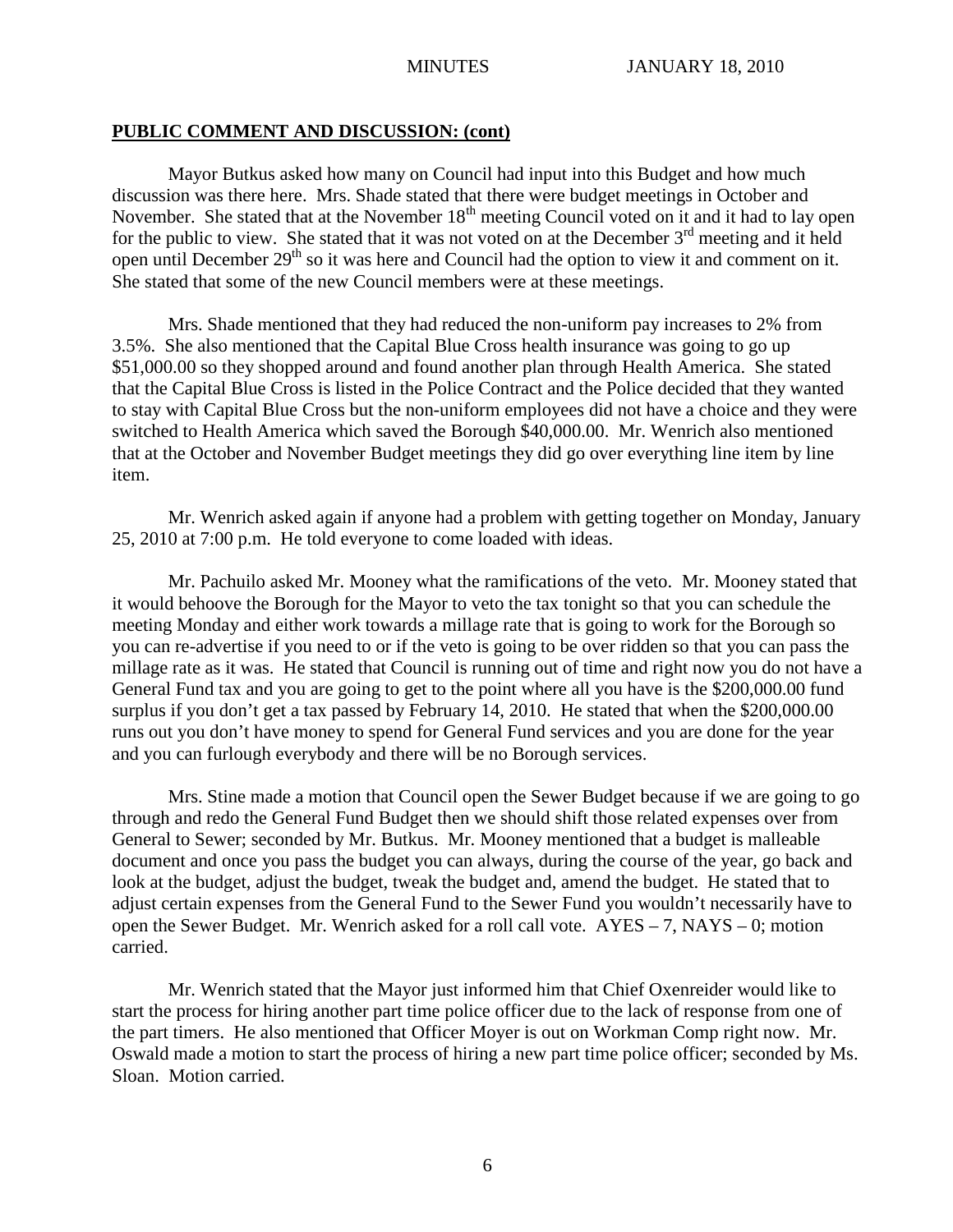## **PUBLIC COMMENT AND DISCUSSION: (cont)**

Mayor Butkus asked how many on Council had input into this Budget and how much discussion was there here. Mrs. Shade stated that there were budget meetings in October and November. She stated that at the November 18th meeting Council voted on it and it had to lay open for the public to view. She stated that it was not voted on at the December 3rd meeting and it held open until December 29th so it was here and Council had the option to view it and comment on it. She stated that some of the new Council members were at these meetings.

Mrs. Shade mentioned that they had reduced the non-uniform pay increases to 2% from 3.5%. She also mentioned that the Capital Blue Cross health insurance was going to go up $51,000.00 so they shopped around and found another plan through Health America. She stated that the Capital Blue Cross is listed in the Police Contract and the Police decided that they wanted to stay with Capital Blue Cross but the non-uniform employees did not have a choice and they were switched to Health America which saved the Borough $40,000.00. Mr. Wenrich also mentioned that at the October and November Budget meetings they did go over everything line item by line item.

Mr. Wenrich asked again if anyone had a problem with getting together on Monday, January 25, 2010 at 7:00 p.m. He told everyone to come loaded with ideas.

Mr. Pachuilo asked Mr. Mooney what the ramifications of the veto. Mr. Mooney stated that it would behoove the Borough for the Mayor to veto the tax tonight so that you can schedule the meeting Monday and either work towards a millage rate that is going to work for the Borough so you can re-advertise if you need to or if the veto is going to be over ridden so that you can pass the millage rate as it was. He stated that Council is running out of time and right now you do not have a General Fund tax and you are going to get to the point where all you have is the $200,000.00 fund surplus if you don't get a tax passed by February 14, 2010. He stated that when the $200,000.00 runs out you don't have money to spend for General Fund services and you are done for the year and you can furlough everybody and there will be no Borough services.

Mrs. Stine made a motion that Council open the Sewer Budget because if we are going to go through and redo the General Fund Budget then we should shift those related expenses over from General to Sewer; seconded by Mr. Butkus. Mr. Mooney mentioned that a budget is malleable document and once you pass the budget you can always, during the course of the year, go back and look at the budget, adjust the budget, tweak the budget and, amend the budget. He stated that to adjust certain expenses from the General Fund to the Sewer Fund you wouldn't necessarily have to open the Sewer Budget. Mr. Wenrich asked for a roll call vote. AYES – 7, NAYS – 0; motion carried.

Mr. Wenrich stated that the Mayor just informed him that Chief Oxenreider would like to start the process for hiring another part time police officer due to the lack of response from one of the part timers. He also mentioned that Officer Moyer is out on Workman Comp right now. Mr. Oswald made a motion to start the process of hiring a new part time police officer; seconded by Ms. Sloan. Motion carried.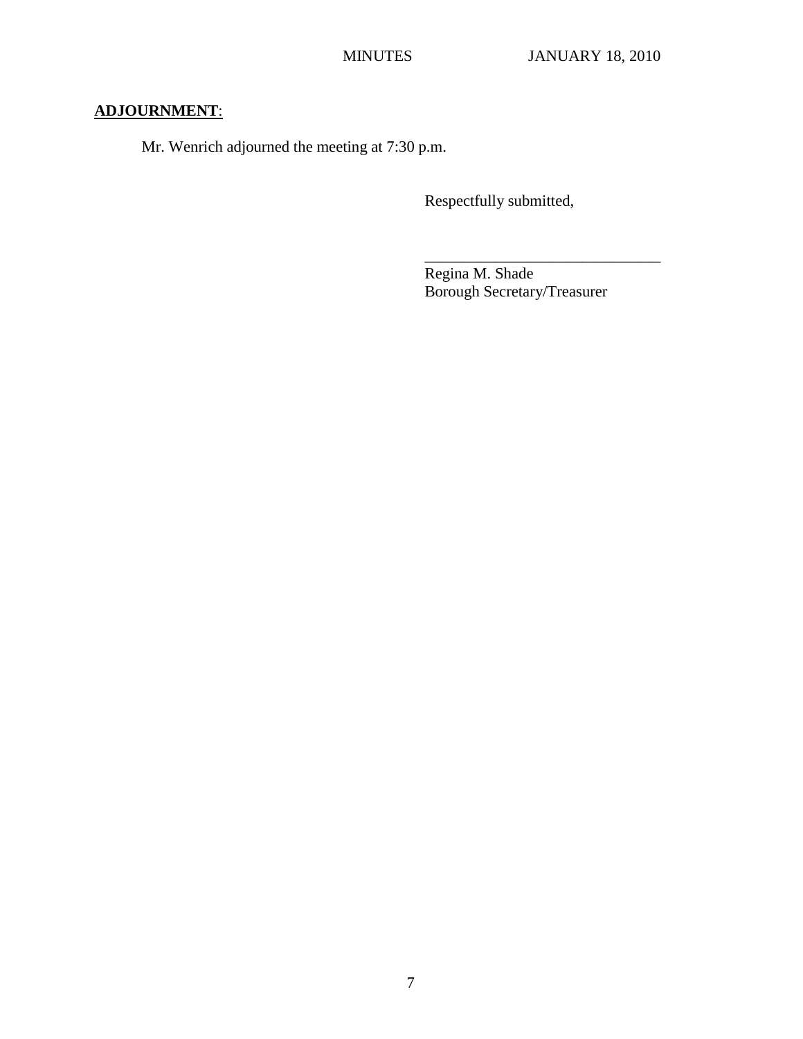**ADJOURNMENT**:

Mr. Wenrich adjourned the meeting at 7:30 p.m.

Respectfully submitted,

\_\_\_\_\_\_\_\_\_\_\_\_\_\_\_\_\_\_\_\_\_\_\_\_\_\_\_\_\_\_

Regina M. Shade
Borough Secretary/Treasurer